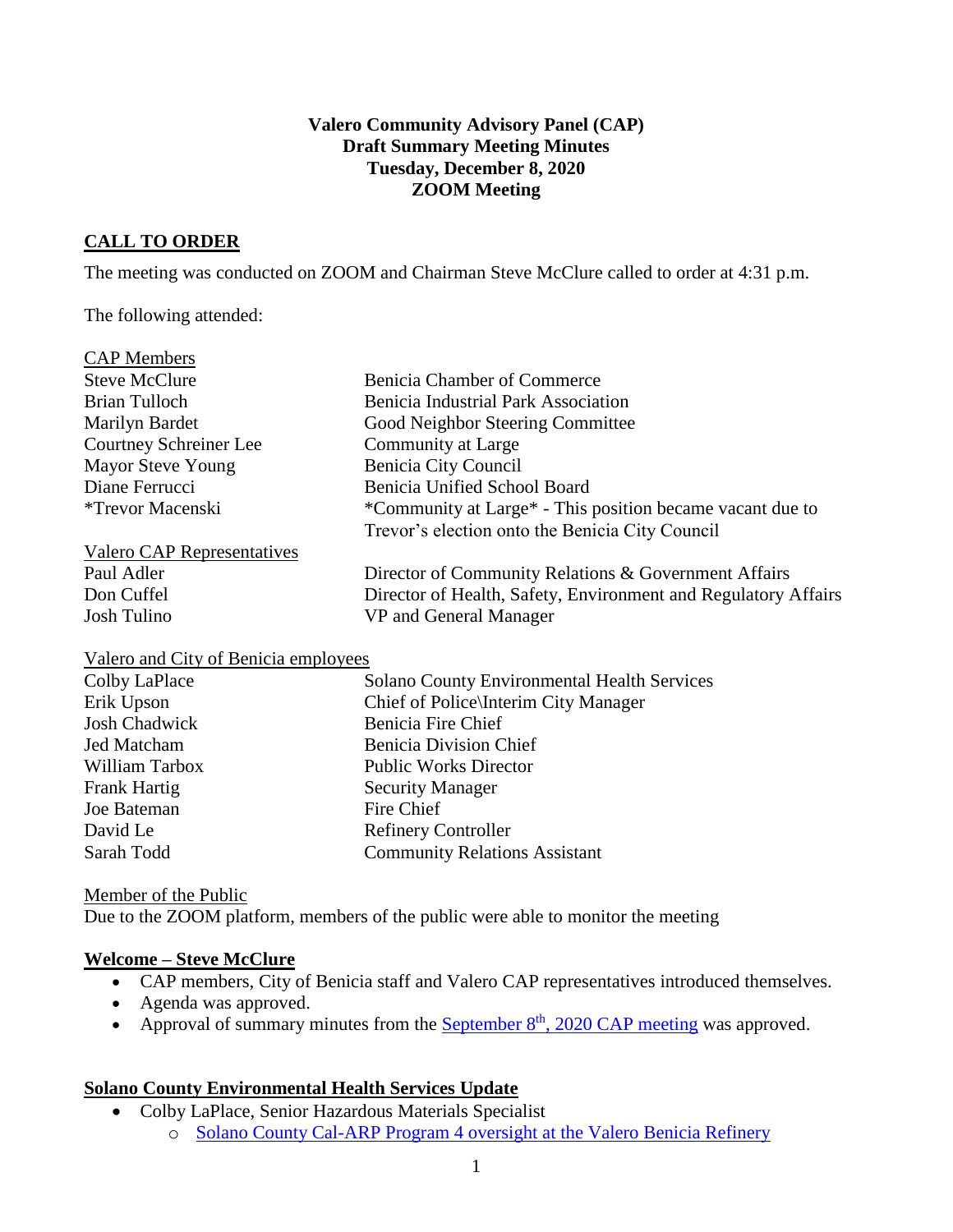**Valero Community Advisory Panel (CAP)**
**Draft Summary Meeting Minutes**
**Tuesday, December 8, 2020**
**ZOOM Meeting**

## CALL TO ORDER

The meeting was conducted on ZOOM and Chairman Steve McClure called to order at 4:31 p.m.

The following attended:

| CAP Members | |
|---|---|
| Steve McClure | Benicia Chamber of Commerce |
| Brian Tulloch | Benicia Industrial Park Association |
| Marilyn Bardet | Good Neighbor Steering Committee |
| Courtney Schreiner Lee | Community at Large |
| Mayor Steve Young | Benicia City Council |
| Diane Ferrucci | Benicia Unified School Board |
| *Trevor Macenski | *Community at Large* - This position became vacant due to Trevor's election onto the Benicia City Council |

| Valero CAP Representatives | |
|---|---|
| Paul Adler | Director of Community Relations & Government Affairs |
| Don Cuffel | Director of Health, Safety, Environment and Regulatory Affairs |
| Josh Tulino | VP and General Manager |

| Valero and City of Benicia employees | |
|---|---|
| Colby LaPlace | Solano County Environmental Health Services |
| Erik Upson | Chief of Police\Interim City Manager |
| Josh Chadwick | Benicia Fire Chief |
| Jed Matcham | Benicia Division Chief |
| William Tarbox | Public Works Director |
| Frank Hartig | Security Manager |
| Joe Bateman | Fire Chief |
| David Le | Refinery Controller |
| Sarah Todd | Community Relations Assistant |

Member of the Public
Due to the ZOOM platform, members of the public were able to monitor the meeting

## Welcome – Steve McClure

- CAP members, City of Benicia staff and Valero CAP representatives introduced themselves.
- Agenda was approved.
- Approval of summary minutes from the September 8th, 2020 CAP meeting was approved.

## Solano County Environmental Health Services Update

- Colby LaPlace, Senior Hazardous Materials Specialist
  - Solano County Cal-ARP Program 4 oversight at the Valero Benicia Refinery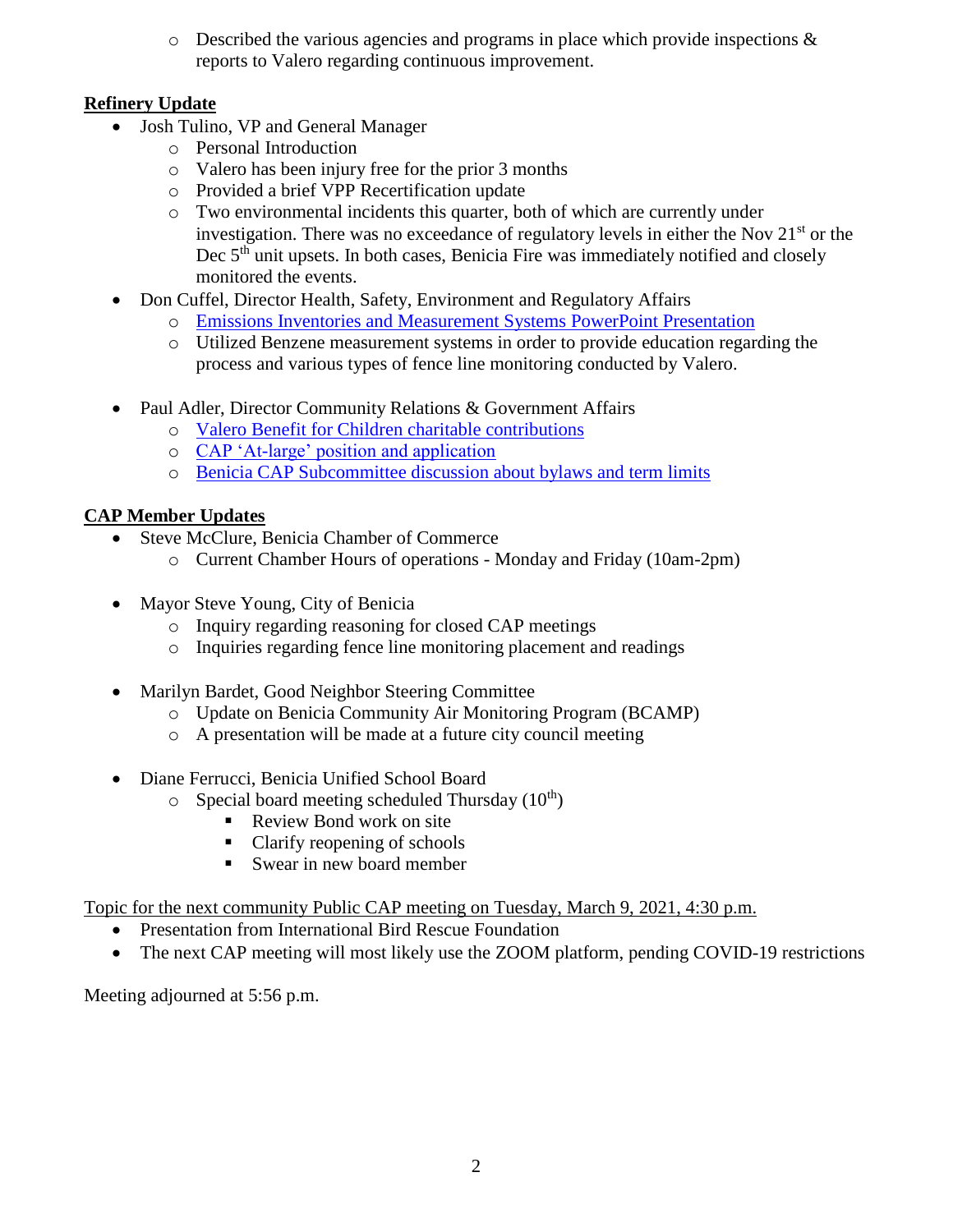- Described the various agencies and programs in place which provide inspections & reports to Valero regarding continuous improvement.

**Refinery Update**

- Josh Tulino, VP and General Manager
  - Personal Introduction
  - Valero has been injury free for the prior 3 months
  - Provided a brief VPP Recertification update
  - Two environmental incidents this quarter, both of which are currently under investigation. There was no exceedance of regulatory levels in either the Nov 21st or the Dec 5th unit upsets. In both cases, Benicia Fire was immediately notified and closely monitored the events.
- Don Cuffel, Director Health, Safety, Environment and Regulatory Affairs
  - Emissions Inventories and Measurement Systems PowerPoint Presentation
  - Utilized Benzene measurement systems in order to provide education regarding the process and various types of fence line monitoring conducted by Valero.
- Paul Adler, Director Community Relations & Government Affairs
  - Valero Benefit for Children charitable contributions
  - CAP 'At-large' position and application
  - Benicia CAP Subcommittee discussion about bylaws and term limits

**CAP Member Updates**

- Steve McClure, Benicia Chamber of Commerce
  - Current Chamber Hours of operations - Monday and Friday (10am-2pm)
- Mayor Steve Young, City of Benicia
  - Inquiry regarding reasoning for closed CAP meetings
  - Inquiries regarding fence line monitoring placement and readings
- Marilyn Bardet, Good Neighbor Steering Committee
  - Update on Benicia Community Air Monitoring Program (BCAMP)
  - A presentation will be made at a future city council meeting
- Diane Ferrucci, Benicia Unified School Board
  - Special board meeting scheduled Thursday (10th)
    - Review Bond work on site
    - Clarify reopening of schools
    - Swear in new board member

Topic for the next community Public CAP meeting on Tuesday, March 9, 2021, 4:30 p.m.

- Presentation from International Bird Rescue Foundation
- The next CAP meeting will most likely use the ZOOM platform, pending COVID-19 restrictions

Meeting adjourned at 5:56 p.m.